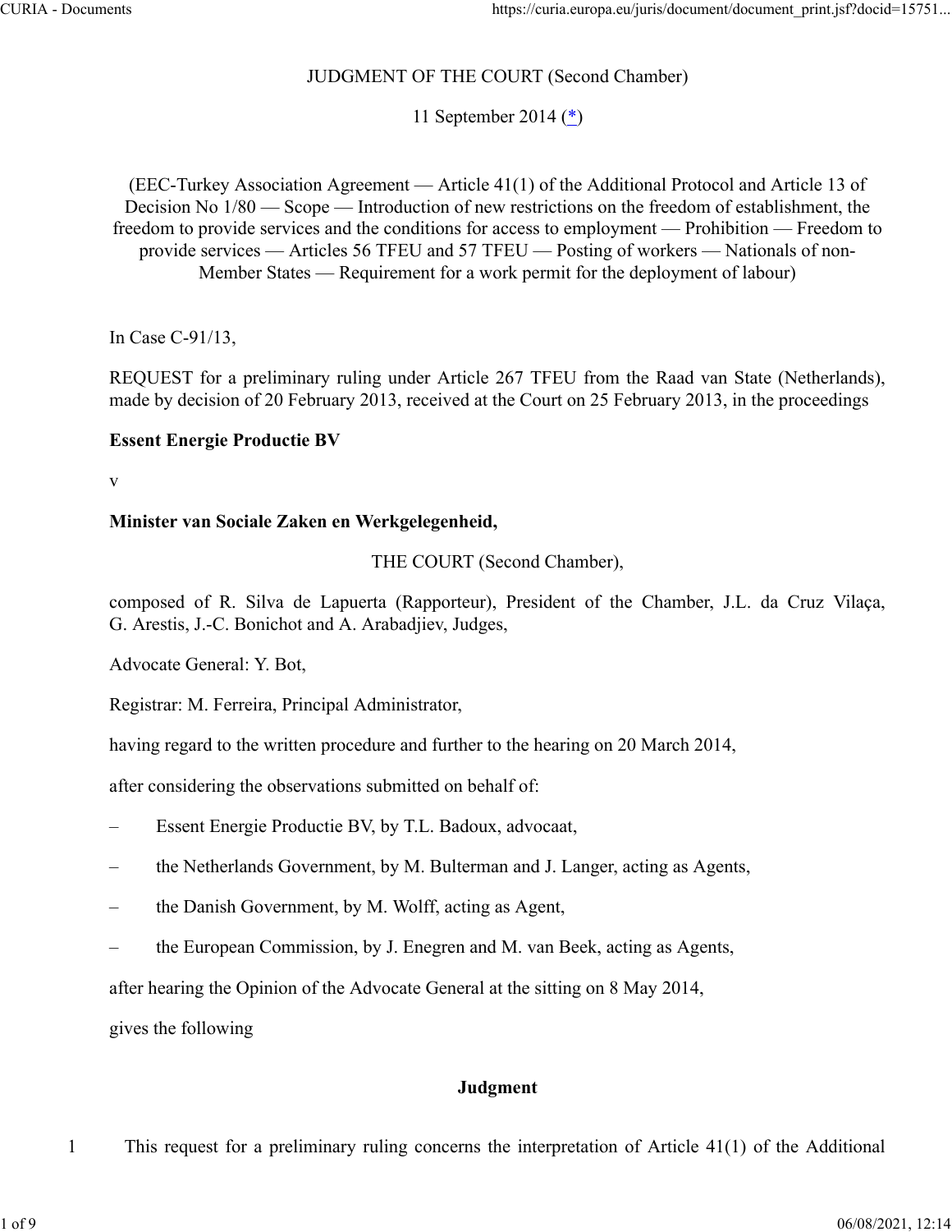JUDGMENT OF THE COURT (Second Chamber)

11 September 2014 (*)

(EEC-Turkey Association Agreement — Article 41(1) of the Additional Protocol and Article 13 of Decision No 1/80 — Scope — Introduction of new restrictions on the freedom of establishment, the freedom to provide services and the conditions for access to employment — Prohibition — Freedom to provide services — Articles 56 TFEU and 57 TFEU — Posting of workers — Nationals of non-Member States — Requirement for a work permit for the deployment of labour)

In Case C-91/13,

REQUEST for a preliminary ruling under Article 267 TFEU from the Raad van State (Netherlands), made by decision of 20 February 2013, received at the Court on 25 February 2013, in the proceedings

**Essent Energie Productie BV**

v

**Minister van Sociale Zaken en Werkgelegenheid,**

THE COURT (Second Chamber),

composed of R. Silva de Lapuerta (Rapporteur), President of the Chamber, J.L. da Cruz Vilaça, G. Arestis, J.-C. Bonichot and A. Arabadjiev, Judges,

Advocate General: Y. Bot,

Registrar: M. Ferreira, Principal Administrator,

having regard to the written procedure and further to the hearing on 20 March 2014,

after considering the observations submitted on behalf of:

– Essent Energie Productie BV, by T.L. Badoux, advocaat,

– the Netherlands Government, by M. Bulterman and J. Langer, acting as Agents,

– the Danish Government, by M. Wolff, acting as Agent,

– the European Commission, by J. Enegren and M. van Beek, acting as Agents,

after hearing the Opinion of the Advocate General at the sitting on 8 May 2014,

gives the following

## Judgment

1 This request for a preliminary ruling concerns the interpretation of Article 41(1) of the Additional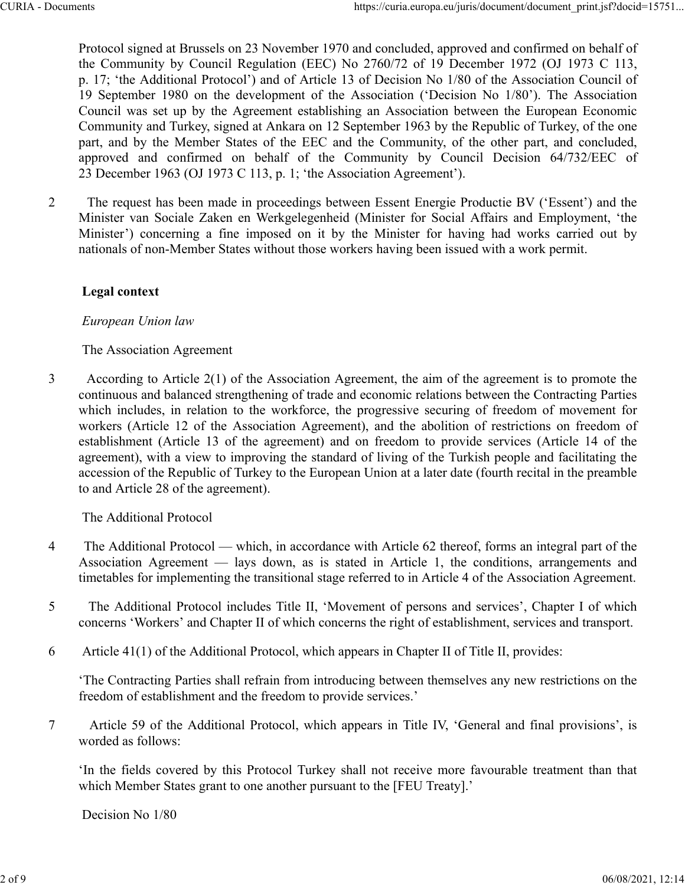Protocol signed at Brussels on 23 November 1970 and concluded, approved and confirmed on behalf of the Community by Council Regulation (EEC) No 2760/72 of 19 December 1972 (OJ 1973 C 113, p. 17; 'the Additional Protocol') and of Article 13 of Decision No 1/80 of the Association Council of 19 September 1980 on the development of the Association ('Decision No 1/80'). The Association Council was set up by the Agreement establishing an Association between the European Economic Community and Turkey, signed at Ankara on 12 September 1963 by the Republic of Turkey, of the one part, and by the Member States of the EEC and the Community, of the other part, and concluded, approved and confirmed on behalf of the Community by Council Decision 64/732/EEC of 23 December 1963 (OJ 1973 C 113, p. 1; 'the Association Agreement').

2 The request has been made in proceedings between Essent Energie Productie BV ('Essent') and the Minister van Sociale Zaken en Werkgelegenheid (Minister for Social Affairs and Employment, 'the Minister') concerning a fine imposed on it by the Minister for having had works carried out by nationals of non-Member States without those workers having been issued with a work permit.

## Legal context

### *European Union law*

#### The Association Agreement

3 According to Article 2(1) of the Association Agreement, the aim of the agreement is to promote the continuous and balanced strengthening of trade and economic relations between the Contracting Parties which includes, in relation to the workforce, the progressive securing of freedom of movement for workers (Article 12 of the Association Agreement), and the abolition of restrictions on freedom of establishment (Article 13 of the agreement) and on freedom to provide services (Article 14 of the agreement), with a view to improving the standard of living of the Turkish people and facilitating the accession of the Republic of Turkey to the European Union at a later date (fourth recital in the preamble to and Article 28 of the agreement).

#### The Additional Protocol

4 The Additional Protocol — which, in accordance with Article 62 thereof, forms an integral part of the Association Agreement — lays down, as is stated in Article 1, the conditions, arrangements and timetables for implementing the transitional stage referred to in Article 4 of the Association Agreement.

5 The Additional Protocol includes Title II, 'Movement of persons and services', Chapter I of which concerns 'Workers' and Chapter II of which concerns the right of establishment, services and transport.

6 Article 41(1) of the Additional Protocol, which appears in Chapter II of Title II, provides:

'The Contracting Parties shall refrain from introducing between themselves any new restrictions on the freedom of establishment and the freedom to provide services.'

7 Article 59 of the Additional Protocol, which appears in Title IV, 'General and final provisions', is worded as follows:

'In the fields covered by this Protocol Turkey shall not receive more favourable treatment than that which Member States grant to one another pursuant to the [FEU Treaty].'

#### Decision No 1/80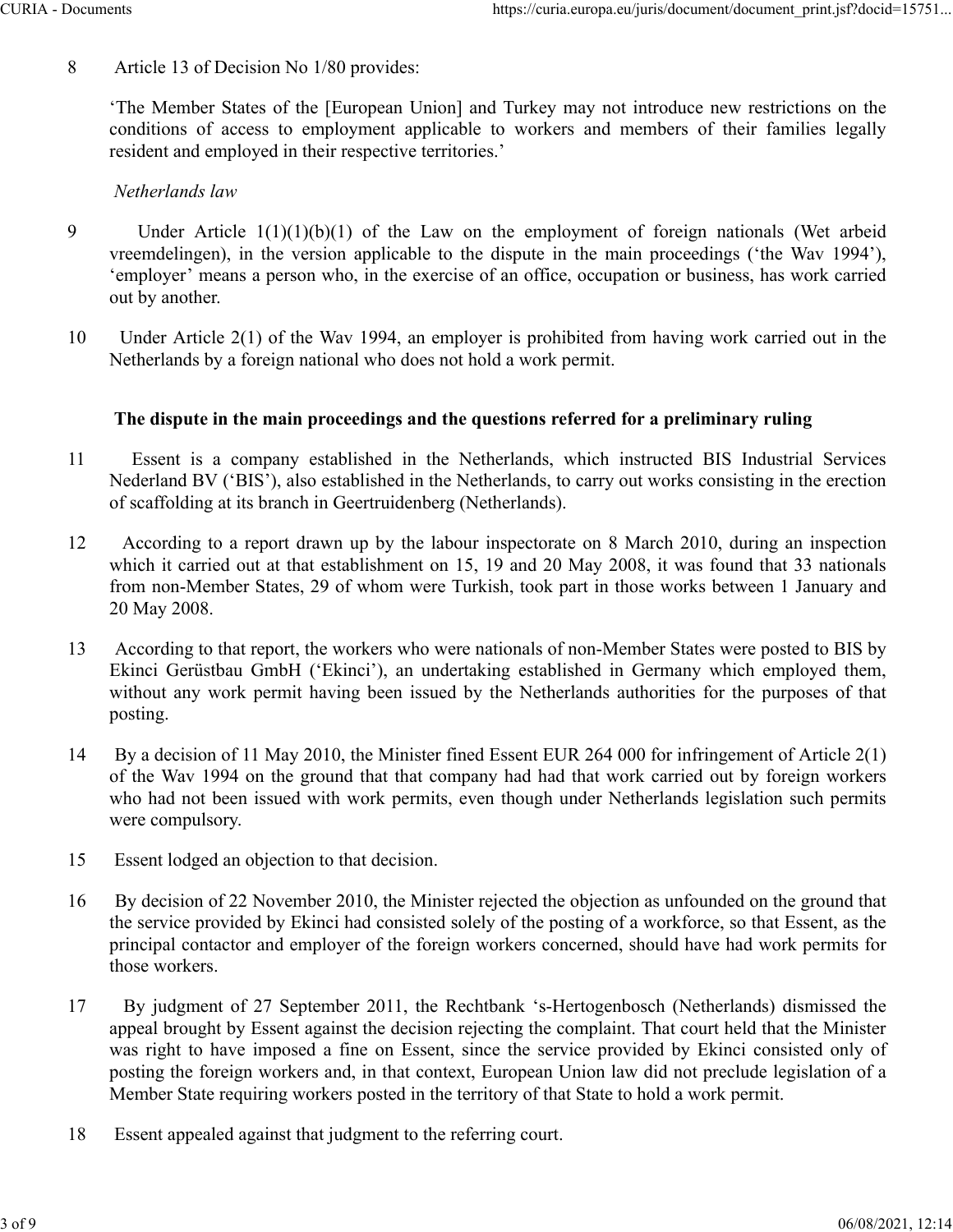8 Article 13 of Decision No 1/80 provides:

'The Member States of the [European Union] and Turkey may not introduce new restrictions on the conditions of access to employment applicable to workers and members of their families legally resident and employed in their respective territories.'

*Netherlands law*

9 Under Article 1(1)(1)(b)(1) of the Law on the employment of foreign nationals (Wet arbeid vreemdelingen), in the version applicable to the dispute in the main proceedings ('the Wav 1994'), 'employer' means a person who, in the exercise of an office, occupation or business, has work carried out by another.

10 Under Article 2(1) of the Wav 1994, an employer is prohibited from having work carried out in the Netherlands by a foreign national who does not hold a work permit.

**The dispute in the main proceedings and the questions referred for a preliminary ruling**

11 Essent is a company established in the Netherlands, which instructed BIS Industrial Services Nederland BV ('BIS'), also established in the Netherlands, to carry out works consisting in the erection of scaffolding at its branch in Geertruidenberg (Netherlands).

12 According to a report drawn up by the labour inspectorate on 8 March 2010, during an inspection which it carried out at that establishment on 15, 19 and 20 May 2008, it was found that 33 nationals from non-Member States, 29 of whom were Turkish, took part in those works between 1 January and 20 May 2008.

13 According to that report, the workers who were nationals of non-Member States were posted to BIS by Ekinci Gerüstbau GmbH ('Ekinci'), an undertaking established in Germany which employed them, without any work permit having been issued by the Netherlands authorities for the purposes of that posting.

14 By a decision of 11 May 2010, the Minister fined Essent EUR 264 000 for infringement of Article 2(1) of the Wav 1994 on the ground that that company had had that work carried out by foreign workers who had not been issued with work permits, even though under Netherlands legislation such permits were compulsory.

15 Essent lodged an objection to that decision.

16 By decision of 22 November 2010, the Minister rejected the objection as unfounded on the ground that the service provided by Ekinci had consisted solely of the posting of a workforce, so that Essent, as the principal contactor and employer of the foreign workers concerned, should have had work permits for those workers.

17 By judgment of 27 September 2011, the Rechtbank 's-Hertogenbosch (Netherlands) dismissed the appeal brought by Essent against the decision rejecting the complaint. That court held that the Minister was right to have imposed a fine on Essent, since the service provided by Ekinci consisted only of posting the foreign workers and, in that context, European Union law did not preclude legislation of a Member State requiring workers posted in the territory of that State to hold a work permit.

18 Essent appealed against that judgment to the referring court.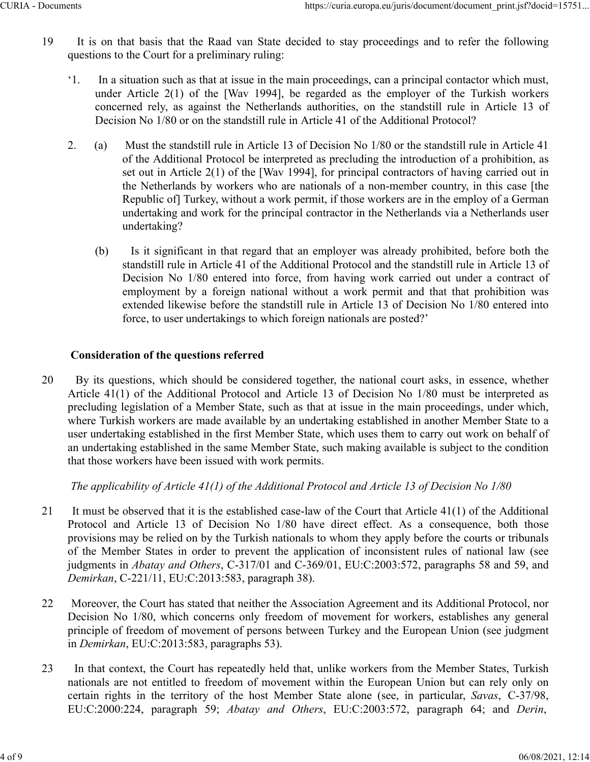19 It is on that basis that the Raad van State decided to stay proceedings and to refer the following questions to the Court for a preliminary ruling:

'1. In a situation such as that at issue in the main proceedings, can a principal contactor which must, under Article 2(1) of the [Wav 1994], be regarded as the employer of the Turkish workers concerned rely, as against the Netherlands authorities, on the standstill rule in Article 13 of Decision No 1/80 or on the standstill rule in Article 41 of the Additional Protocol?

2. (a) Must the standstill rule in Article 13 of Decision No 1/80 or the standstill rule in Article 41 of the Additional Protocol be interpreted as precluding the introduction of a prohibition, as set out in Article 2(1) of the [Wav 1994], for principal contractors of having carried out in the Netherlands by workers who are nationals of a non-member country, in this case [the Republic of] Turkey, without a work permit, if those workers are in the employ of a German undertaking and work for the principal contractor in the Netherlands via a Netherlands user undertaking?

(b) Is it significant in that regard that an employer was already prohibited, before both the standstill rule in Article 41 of the Additional Protocol and the standstill rule in Article 13 of Decision No 1/80 entered into force, from having work carried out under a contract of employment by a foreign national without a work permit and that that prohibition was extended likewise before the standstill rule in Article 13 of Decision No 1/80 entered into force, to user undertakings to which foreign nationals are posted?'

**Consideration of the questions referred**

20 By its questions, which should be considered together, the national court asks, in essence, whether Article 41(1) of the Additional Protocol and Article 13 of Decision No 1/80 must be interpreted as precluding legislation of a Member State, such as that at issue in the main proceedings, under which, where Turkish workers are made available by an undertaking established in another Member State to a user undertaking established in the first Member State, which uses them to carry out work on behalf of an undertaking established in the same Member State, such making available is subject to the condition that those workers have been issued with work permits.

*The applicability of Article 41(1) of the Additional Protocol and Article 13 of Decision No 1/80*

21 It must be observed that it is the established case-law of the Court that Article 41(1) of the Additional Protocol and Article 13 of Decision No 1/80 have direct effect. As a consequence, both those provisions may be relied on by the Turkish nationals to whom they apply before the courts or tribunals of the Member States in order to prevent the application of inconsistent rules of national law (see judgments in *Abatay and Others*, C-317/01 and C-369/01, EU:C:2003:572, paragraphs 58 and 59, and *Demirkan*, C-221/11, EU:C:2013:583, paragraph 38).

22 Moreover, the Court has stated that neither the Association Agreement and its Additional Protocol, nor Decision No 1/80, which concerns only freedom of movement for workers, establishes any general principle of freedom of movement of persons between Turkey and the European Union (see judgment in *Demirkan*, EU:C:2013:583, paragraphs 53).

23 In that context, the Court has repeatedly held that, unlike workers from the Member States, Turkish nationals are not entitled to freedom of movement within the European Union but can rely only on certain rights in the territory of the host Member State alone (see, in particular, *Savas*, C-37/98, EU:C:2000:224, paragraph 59; *Abatay and Others*, EU:C:2003:572, paragraph 64; and *Derin*,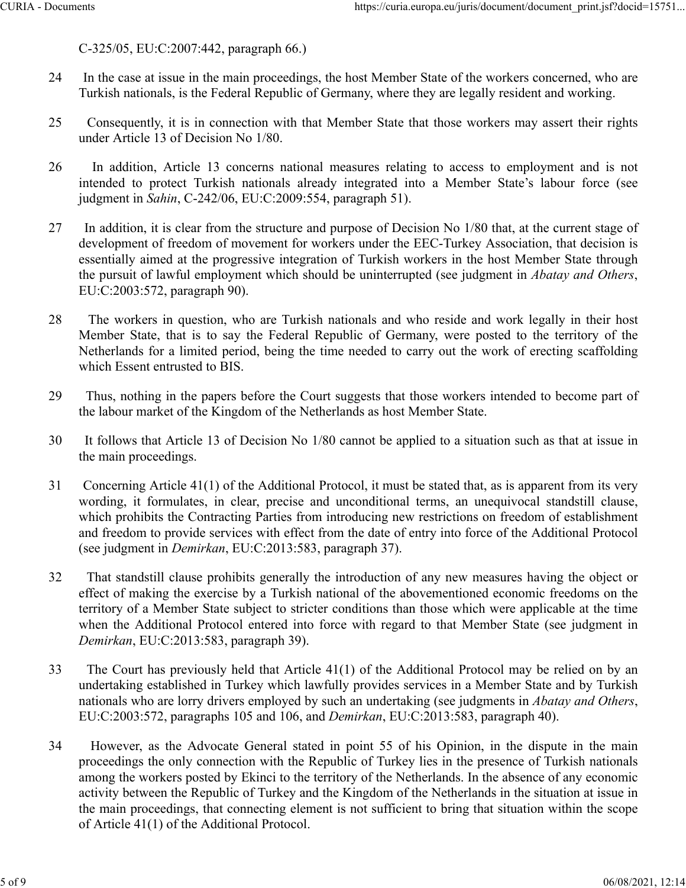C-325/05, EU:C:2007:442, paragraph 66.)

24 In the case at issue in the main proceedings, the host Member State of the workers concerned, who are Turkish nationals, is the Federal Republic of Germany, where they are legally resident and working.

25 Consequently, it is in connection with that Member State that those workers may assert their rights under Article 13 of Decision No 1/80.

26 In addition, Article 13 concerns national measures relating to access to employment and is not intended to protect Turkish nationals already integrated into a Member State's labour force (see judgment in *Sahin*, C-242/06, EU:C:2009:554, paragraph 51).

27 In addition, it is clear from the structure and purpose of Decision No 1/80 that, at the current stage of development of freedom of movement for workers under the EEC-Turkey Association, that decision is essentially aimed at the progressive integration of Turkish workers in the host Member State through the pursuit of lawful employment which should be uninterrupted (see judgment in *Abatay and Others*, EU:C:2003:572, paragraph 90).

28 The workers in question, who are Turkish nationals and who reside and work legally in their host Member State, that is to say the Federal Republic of Germany, were posted to the territory of the Netherlands for a limited period, being the time needed to carry out the work of erecting scaffolding which Essent entrusted to BIS.

29 Thus, nothing in the papers before the Court suggests that those workers intended to become part of the labour market of the Kingdom of the Netherlands as host Member State.

30 It follows that Article 13 of Decision No 1/80 cannot be applied to a situation such as that at issue in the main proceedings.

31 Concerning Article 41(1) of the Additional Protocol, it must be stated that, as is apparent from its very wording, it formulates, in clear, precise and unconditional terms, an unequivocal standstill clause, which prohibits the Contracting Parties from introducing new restrictions on freedom of establishment and freedom to provide services with effect from the date of entry into force of the Additional Protocol (see judgment in *Demirkan*, EU:C:2013:583, paragraph 37).

32 That standstill clause prohibits generally the introduction of any new measures having the object or effect of making the exercise by a Turkish national of the abovementioned economic freedoms on the territory of a Member State subject to stricter conditions than those which were applicable at the time when the Additional Protocol entered into force with regard to that Member State (see judgment in *Demirkan*, EU:C:2013:583, paragraph 39).

33 The Court has previously held that Article 41(1) of the Additional Protocol may be relied on by an undertaking established in Turkey which lawfully provides services in a Member State and by Turkish nationals who are lorry drivers employed by such an undertaking (see judgments in *Abatay and Others*, EU:C:2003:572, paragraphs 105 and 106, and *Demirkan*, EU:C:2013:583, paragraph 40).

34 However, as the Advocate General stated in point 55 of his Opinion, in the dispute in the main proceedings the only connection with the Republic of Turkey lies in the presence of Turkish nationals among the workers posted by Ekinci to the territory of the Netherlands. In the absence of any economic activity between the Republic of Turkey and the Kingdom of the Netherlands in the situation at issue in the main proceedings, that connecting element is not sufficient to bring that situation within the scope of Article 41(1) of the Additional Protocol.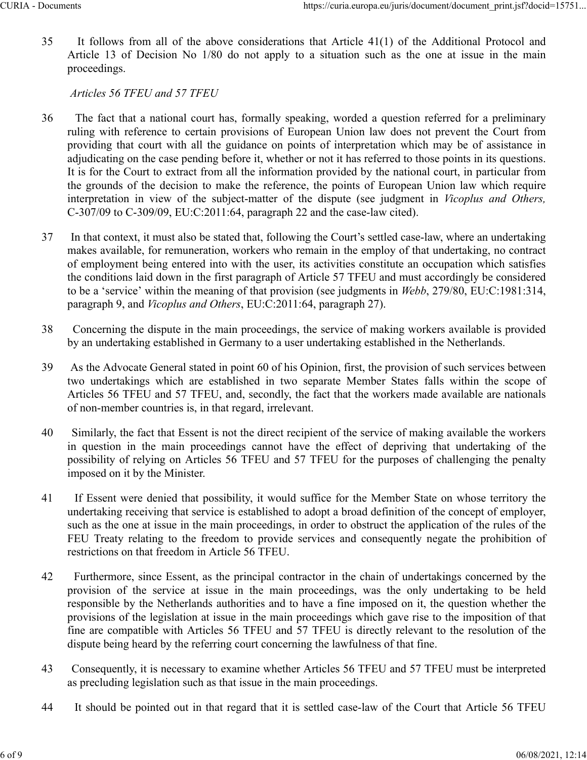35 It follows from all of the above considerations that Article 41(1) of the Additional Protocol and Article 13 of Decision No 1/80 do not apply to a situation such as the one at issue in the main proceedings.

*Articles 56 TFEU and 57 TFEU*

36 The fact that a national court has, formally speaking, worded a question referred for a preliminary ruling with reference to certain provisions of European Union law does not prevent the Court from providing that court with all the guidance on points of interpretation which may be of assistance in adjudicating on the case pending before it, whether or not it has referred to those points in its questions. It is for the Court to extract from all the information provided by the national court, in particular from the grounds of the decision to make the reference, the points of European Union law which require interpretation in view of the subject-matter of the dispute (see judgment in *Vicoplus and Others,* C-307/09 to C-309/09, EU:C:2011:64, paragraph 22 and the case-law cited).

37 In that context, it must also be stated that, following the Court's settled case-law, where an undertaking makes available, for remuneration, workers who remain in the employ of that undertaking, no contract of employment being entered into with the user, its activities constitute an occupation which satisfies the conditions laid down in the first paragraph of Article 57 TFEU and must accordingly be considered to be a 'service' within the meaning of that provision (see judgments in *Webb*, 279/80, EU:C:1981:314, paragraph 9, and *Vicoplus and Others*, EU:C:2011:64, paragraph 27).

38 Concerning the dispute in the main proceedings, the service of making workers available is provided by an undertaking established in Germany to a user undertaking established in the Netherlands.

39 As the Advocate General stated in point 60 of his Opinion, first, the provision of such services between two undertakings which are established in two separate Member States falls within the scope of Articles 56 TFEU and 57 TFEU, and, secondly, the fact that the workers made available are nationals of non-member countries is, in that regard, irrelevant.

40 Similarly, the fact that Essent is not the direct recipient of the service of making available the workers in question in the main proceedings cannot have the effect of depriving that undertaking of the possibility of relying on Articles 56 TFEU and 57 TFEU for the purposes of challenging the penalty imposed on it by the Minister.

41 If Essent were denied that possibility, it would suffice for the Member State on whose territory the undertaking receiving that service is established to adopt a broad definition of the concept of employer, such as the one at issue in the main proceedings, in order to obstruct the application of the rules of the FEU Treaty relating to the freedom to provide services and consequently negate the prohibition of restrictions on that freedom in Article 56 TFEU.

42 Furthermore, since Essent, as the principal contractor in the chain of undertakings concerned by the provision of the service at issue in the main proceedings, was the only undertaking to be held responsible by the Netherlands authorities and to have a fine imposed on it, the question whether the provisions of the legislation at issue in the main proceedings which gave rise to the imposition of that fine are compatible with Articles 56 TFEU and 57 TFEU is directly relevant to the resolution of the dispute being heard by the referring court concerning the lawfulness of that fine.

43 Consequently, it is necessary to examine whether Articles 56 TFEU and 57 TFEU must be interpreted as precluding legislation such as that issue in the main proceedings.

44 It should be pointed out in that regard that it is settled case-law of the Court that Article 56 TFEU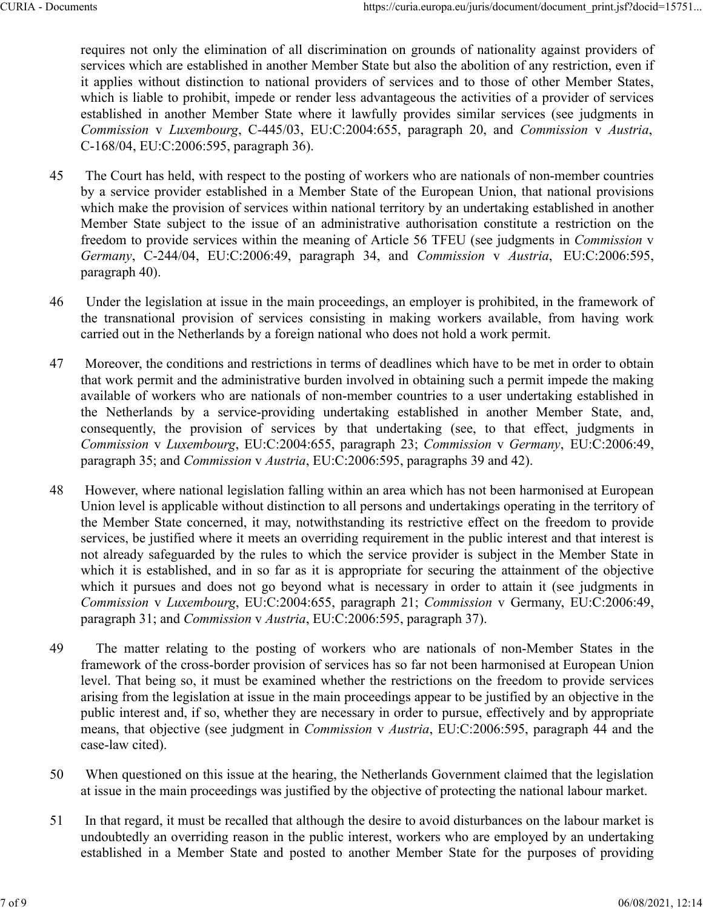requires not only the elimination of all discrimination on grounds of nationality against providers of services which are established in another Member State but also the abolition of any restriction, even if it applies without distinction to national providers of services and to those of other Member States, which is liable to prohibit, impede or render less advantageous the activities of a provider of services established in another Member State where it lawfully provides similar services (see judgments in *Commission* v *Luxembourg*, C-445/03, EU:C:2004:655, paragraph 20, and *Commission* v *Austria*, C-168/04, EU:C:2006:595, paragraph 36).

45 The Court has held, with respect to the posting of workers who are nationals of non-member countries by a service provider established in a Member State of the European Union, that national provisions which make the provision of services within national territory by an undertaking established in another Member State subject to the issue of an administrative authorisation constitute a restriction on the freedom to provide services within the meaning of Article 56 TFEU (see judgments in *Commission* v *Germany*, C-244/04, EU:C:2006:49, paragraph 34, and *Commission* v *Austria*, EU:C:2006:595, paragraph 40).

46 Under the legislation at issue in the main proceedings, an employer is prohibited, in the framework of the transnational provision of services consisting in making workers available, from having work carried out in the Netherlands by a foreign national who does not hold a work permit.

47 Moreover, the conditions and restrictions in terms of deadlines which have to be met in order to obtain that work permit and the administrative burden involved in obtaining such a permit impede the making available of workers who are nationals of non-member countries to a user undertaking established in the Netherlands by a service-providing undertaking established in another Member State, and, consequently, the provision of services by that undertaking (see, to that effect, judgments in *Commission* v *Luxembourg*, EU:C:2004:655, paragraph 23; *Commission* v *Germany*, EU:C:2006:49, paragraph 35; and *Commission* v *Austria*, EU:C:2006:595, paragraphs 39 and 42).

48 However, where national legislation falling within an area which has not been harmonised at European Union level is applicable without distinction to all persons and undertakings operating in the territory of the Member State concerned, it may, notwithstanding its restrictive effect on the freedom to provide services, be justified where it meets an overriding requirement in the public interest and that interest is not already safeguarded by the rules to which the service provider is subject in the Member State in which it is established, and in so far as it is appropriate for securing the attainment of the objective which it pursues and does not go beyond what is necessary in order to attain it (see judgments in *Commission* v *Luxembourg*, EU:C:2004:655, paragraph 21; *Commission* v Germany, EU:C:2006:49, paragraph 31; and *Commission* v *Austria*, EU:C:2006:595, paragraph 37).

49 The matter relating to the posting of workers who are nationals of non-Member States in the framework of the cross-border provision of services has so far not been harmonised at European Union level. That being so, it must be examined whether the restrictions on the freedom to provide services arising from the legislation at issue in the main proceedings appear to be justified by an objective in the public interest and, if so, whether they are necessary in order to pursue, effectively and by appropriate means, that objective (see judgment in *Commission* v *Austria*, EU:C:2006:595, paragraph 44 and the case-law cited).

50 When questioned on this issue at the hearing, the Netherlands Government claimed that the legislation at issue in the main proceedings was justified by the objective of protecting the national labour market.

51 In that regard, it must be recalled that although the desire to avoid disturbances on the labour market is undoubtedly an overriding reason in the public interest, workers who are employed by an undertaking established in a Member State and posted to another Member State for the purposes of providing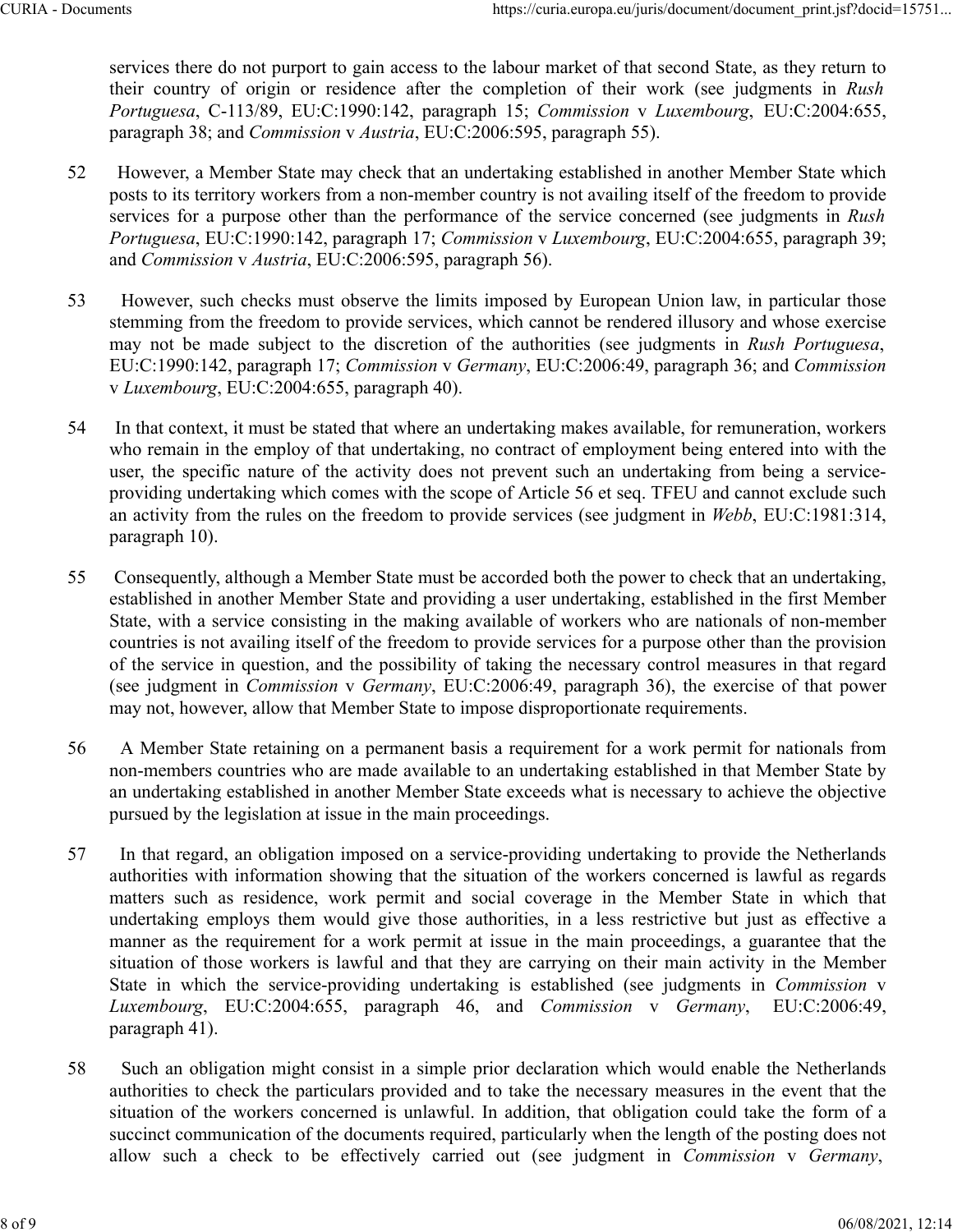services there do not purport to gain access to the labour market of that second State, as they return to their country of origin or residence after the completion of their work (see judgments in *Rush Portuguesa*, C-113/89, EU:C:1990:142, paragraph 15; *Commission* v *Luxembourg*, EU:C:2004:655, paragraph 38; and *Commission* v *Austria*, EU:C:2006:595, paragraph 55).

52 However, a Member State may check that an undertaking established in another Member State which posts to its territory workers from a non-member country is not availing itself of the freedom to provide services for a purpose other than the performance of the service concerned (see judgments in *Rush Portuguesa*, EU:C:1990:142, paragraph 17; *Commission* v *Luxembourg*, EU:C:2004:655, paragraph 39; and *Commission* v *Austria*, EU:C:2006:595, paragraph 56).

53 However, such checks must observe the limits imposed by European Union law, in particular those stemming from the freedom to provide services, which cannot be rendered illusory and whose exercise may not be made subject to the discretion of the authorities (see judgments in *Rush Portuguesa*, EU:C:1990:142, paragraph 17; *Commission* v *Germany*, EU:C:2006:49, paragraph 36; and *Commission* v *Luxembourg*, EU:C:2004:655, paragraph 40).

54 In that context, it must be stated that where an undertaking makes available, for remuneration, workers who remain in the employ of that undertaking, no contract of employment being entered into with the user, the specific nature of the activity does not prevent such an undertaking from being a service-providing undertaking which comes with the scope of Article 56 et seq. TFEU and cannot exclude such an activity from the rules on the freedom to provide services (see judgment in *Webb*, EU:C:1981:314, paragraph 10).

55 Consequently, although a Member State must be accorded both the power to check that an undertaking, established in another Member State and providing a user undertaking, established in the first Member State, with a service consisting in the making available of workers who are nationals of non-member countries is not availing itself of the freedom to provide services for a purpose other than the provision of the service in question, and the possibility of taking the necessary control measures in that regard (see judgment in *Commission* v *Germany*, EU:C:2006:49, paragraph 36), the exercise of that power may not, however, allow that Member State to impose disproportionate requirements.

56 A Member State retaining on a permanent basis a requirement for a work permit for nationals from non-members countries who are made available to an undertaking established in that Member State by an undertaking established in another Member State exceeds what is necessary to achieve the objective pursued by the legislation at issue in the main proceedings.

57 In that regard, an obligation imposed on a service-providing undertaking to provide the Netherlands authorities with information showing that the situation of the workers concerned is lawful as regards matters such as residence, work permit and social coverage in the Member State in which that undertaking employs them would give those authorities, in a less restrictive but just as effective a manner as the requirement for a work permit at issue in the main proceedings, a guarantee that the situation of those workers is lawful and that they are carrying on their main activity in the Member State in which the service-providing undertaking is established (see judgments in *Commission* v *Luxembourg*, EU:C:2004:655, paragraph 46, and *Commission* v *Germany*, EU:C:2006:49, paragraph 41).

58 Such an obligation might consist in a simple prior declaration which would enable the Netherlands authorities to check the particulars provided and to take the necessary measures in the event that the situation of the workers concerned is unlawful. In addition, that obligation could take the form of a succinct communication of the documents required, particularly when the length of the posting does not allow such a check to be effectively carried out (see judgment in *Commission* v *Germany*,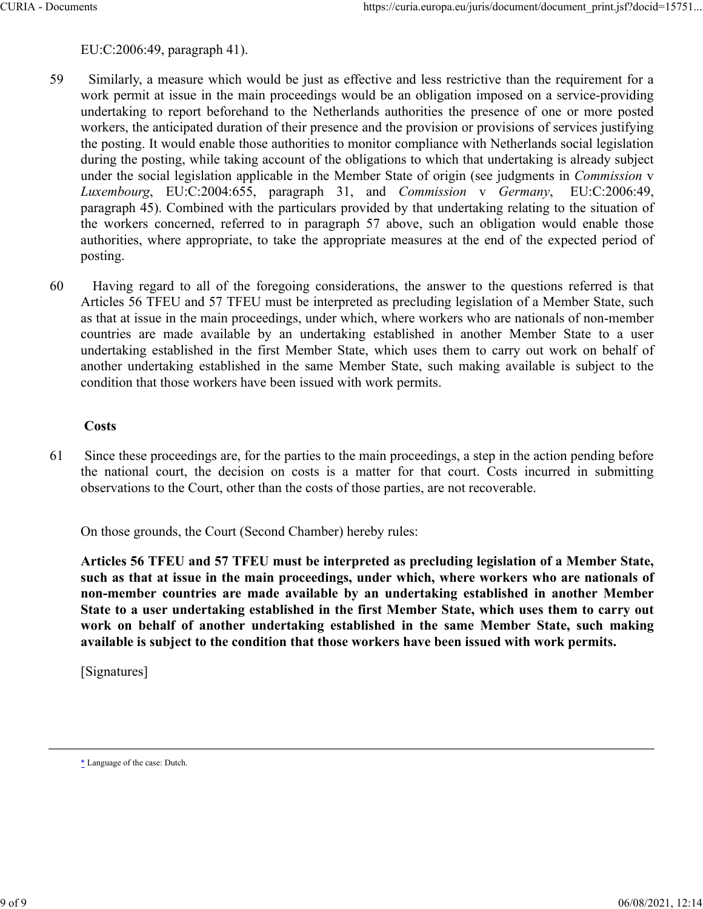EU:C:2006:49, paragraph 41).

59 Similarly, a measure which would be just as effective and less restrictive than the requirement for a work permit at issue in the main proceedings would be an obligation imposed on a service-providing undertaking to report beforehand to the Netherlands authorities the presence of one or more posted workers, the anticipated duration of their presence and the provision or provisions of services justifying the posting. It would enable those authorities to monitor compliance with Netherlands social legislation during the posting, while taking account of the obligations to which that undertaking is already subject under the social legislation applicable in the Member State of origin (see judgments in *Commission* v *Luxembourg*, EU:C:2004:655, paragraph 31, and *Commission* v *Germany*, EU:C:2006:49, paragraph 45). Combined with the particulars provided by that undertaking relating to the situation of the workers concerned, referred to in paragraph 57 above, such an obligation would enable those authorities, where appropriate, to take the appropriate measures at the end of the expected period of posting.

60 Having regard to all of the foregoing considerations, the answer to the questions referred is that Articles 56 TFEU and 57 TFEU must be interpreted as precluding legislation of a Member State, such as that at issue in the main proceedings, under which, where workers who are nationals of non-member countries are made available by an undertaking established in another Member State to a user undertaking established in the first Member State, which uses them to carry out work on behalf of another undertaking established in the same Member State, such making available is subject to the condition that those workers have been issued with work permits.

**Costs**

61 Since these proceedings are, for the parties to the main proceedings, a step in the action pending before the national court, the decision on costs is a matter for that court. Costs incurred in submitting observations to the Court, other than the costs of those parties, are not recoverable.

On those grounds, the Court (Second Chamber) hereby rules:

**Articles 56 TFEU and 57 TFEU must be interpreted as precluding legislation of a Member State, such as that at issue in the main proceedings, under which, where workers who are nationals of non-member countries are made available by an undertaking established in another Member State to a user undertaking established in the first Member State, which uses them to carry out work on behalf of another undertaking established in the same Member State, such making available is subject to the condition that those workers have been issued with work permits.**

[Signatures]

---

* Language of the case: Dutch.